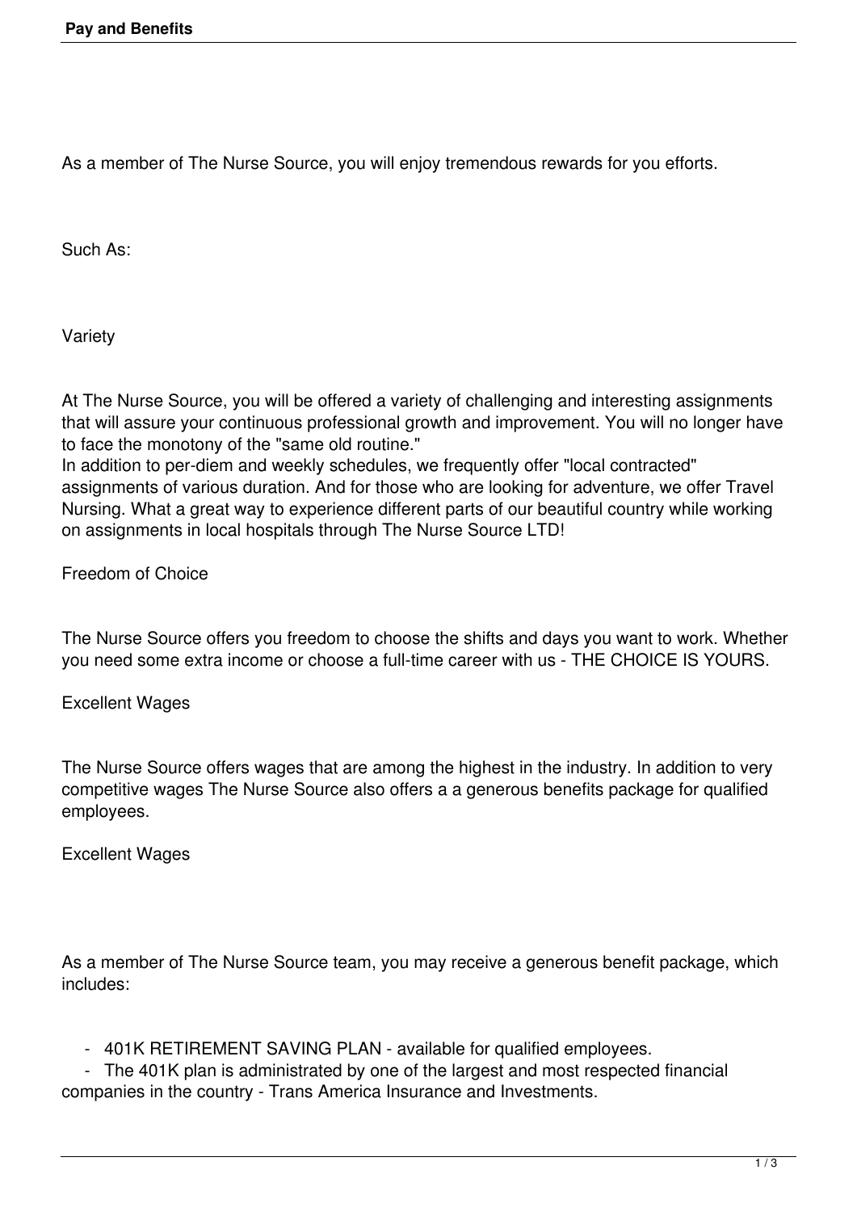# Pay and Benefits

As a member of The Nurse Source, you will enjoy tremendous rewards for you efforts.

Such As:

## Variety

At The Nurse Source, you will be offered a variety of challenging and interesting assignments that will assure your continuous professional growth and improvement. You will no longer have to face the monotony of the "same old routine."
In addition to per-diem and weekly schedules, we frequently offer "local contracted" assignments of various duration. And for those who are looking for adventure, we offer Travel Nursing. What a great way to experience different parts of our beautiful country while working on assignments in local hospitals through The Nurse Source LTD!

## Freedom of Choice

The Nurse Source offers you freedom to choose the shifts and days you want to work. Whether you need some extra income or choose a full-time career with us - THE CHOICE IS YOURS.

## Excellent Wages

The Nurse Source offers wages that are among the highest in the industry. In addition to very competitive wages The Nurse Source also offers a a generous benefits package for qualified employees.

## Excellent Wages

As a member of The Nurse Source team, you may receive a generous benefit package, which includes:

- 401K RETIREMENT SAVING PLAN - available for qualified employees.
- The 401K plan is administrated by one of the largest and most respected financial companies in the country - Trans America Insurance and Investments.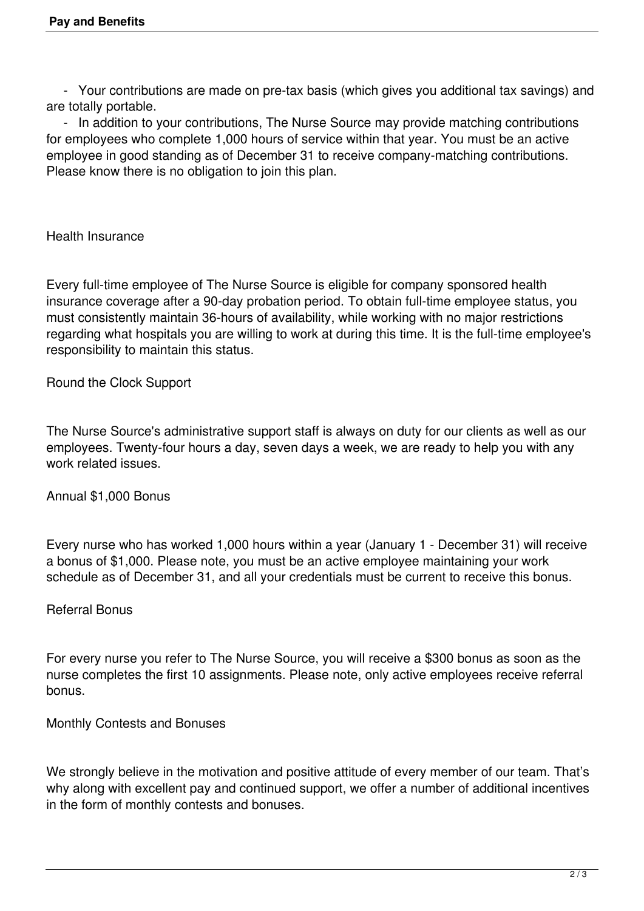- Your contributions are made on pre-tax basis (which gives you additional tax savings) and are totally portable.
- In addition to your contributions, The Nurse Source may provide matching contributions for employees who complete 1,000 hours of service within that year. You must be an active employee in good standing as of December 31 to receive company-matching contributions. Please know there is no obligation to join this plan.

## Health Insurance

Every full-time employee of The Nurse Source is eligible for company sponsored health insurance coverage after a 90-day probation period. To obtain full-time employee status, you must consistently maintain 36-hours of availability, while working with no major restrictions regarding what hospitals you are willing to work at during this time. It is the full-time employee's responsibility to maintain this status.

## Round the Clock Support

The Nurse Source's administrative support staff is always on duty for our clients as well as our employees. Twenty-four hours a day, seven days a week, we are ready to help you with any work related issues.

## Annual $1,000 Bonus

Every nurse who has worked 1,000 hours within a year (January 1 - December 31) will receive a bonus of $1,000. Please note, you must be an active employee maintaining your work schedule as of December 31, and all your credentials must be current to receive this bonus.

## Referral Bonus

For every nurse you refer to The Nurse Source, you will receive a $300 bonus as soon as the nurse completes the first 10 assignments. Please note, only active employees receive referral bonus.

## Monthly Contests and Bonuses

We strongly believe in the motivation and positive attitude of every member of our team. That’s why along with excellent pay and continued support, we offer a number of additional incentives in the form of monthly contests and bonuses.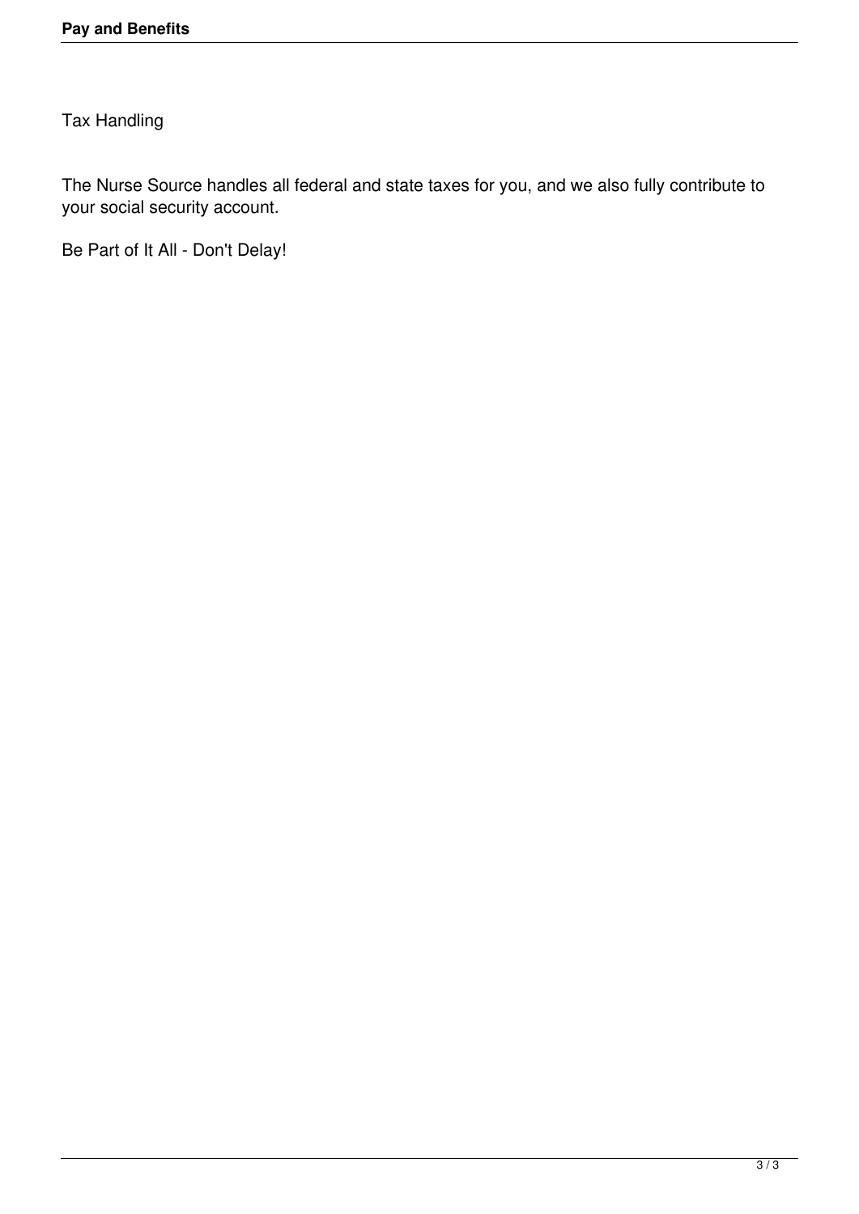Tax Handling

The Nurse Source handles all federal and state taxes for you, and we also fully contribute to your social security account.

Be Part of It All - Don't Delay!